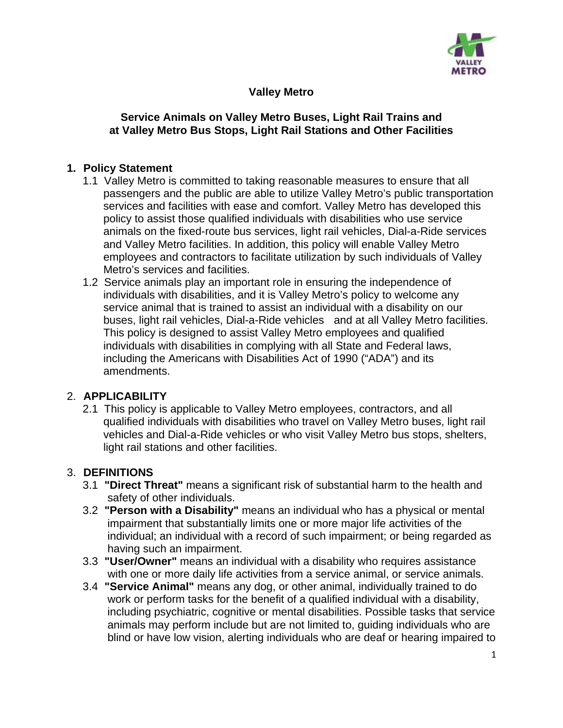# Valley Metro

## Service Animals on Valley Metro Buses, Light Rail Trains and at Valley Metro Bus Stops, Light Rail Stations and Other Facilities

### 1. Policy Statement

1.1 Valley Metro is committed to taking reasonable measures to ensure that all passengers and the public are able to utilize Valley Metro's public transportation services and facilities with ease and comfort. Valley Metro has developed this policy to assist those qualified individuals with disabilities who use service animals on the fixed-route bus services, light rail vehicles, Dial-a-Ride services and Valley Metro facilities. In addition, this policy will enable Valley Metro employees and contractors to facilitate utilization by such individuals of Valley Metro's services and facilities.

1.2 Service animals play an important role in ensuring the independence of individuals with disabilities, and it is Valley Metro's policy to welcome any service animal that is trained to assist an individual with a disability on our buses, light rail vehicles, Dial-a-Ride vehicles and at all Valley Metro facilities. This policy is designed to assist Valley Metro employees and qualified individuals with disabilities in complying with all State and Federal laws, including the Americans with Disabilities Act of 1990 ("ADA") and its amendments.

### 2. APPLICABILITY

2.1 This policy is applicable to Valley Metro employees, contractors, and all qualified individuals with disabilities who travel on Valley Metro buses, light rail vehicles and Dial-a-Ride vehicles or who visit Valley Metro bus stops, shelters, light rail stations and other facilities.

### 3. DEFINITIONS

3.1 **"Direct Threat"** means a significant risk of substantial harm to the health and safety of other individuals.

3.2 **"Person with a Disability"** means an individual who has a physical or mental impairment that substantially limits one or more major life activities of the individual; an individual with a record of such impairment; or being regarded as having such an impairment.

3.3 **"User/Owner"** means an individual with a disability who requires assistance with one or more daily life activities from a service animal, or service animals.

3.4 **"Service Animal"** means any dog, or other animal, individually trained to do work or perform tasks for the benefit of a qualified individual with a disability, including psychiatric, cognitive or mental disabilities. Possible tasks that service animals may perform include but are not limited to, guiding individuals who are blind or have low vision, alerting individuals who are deaf or hearing impaired to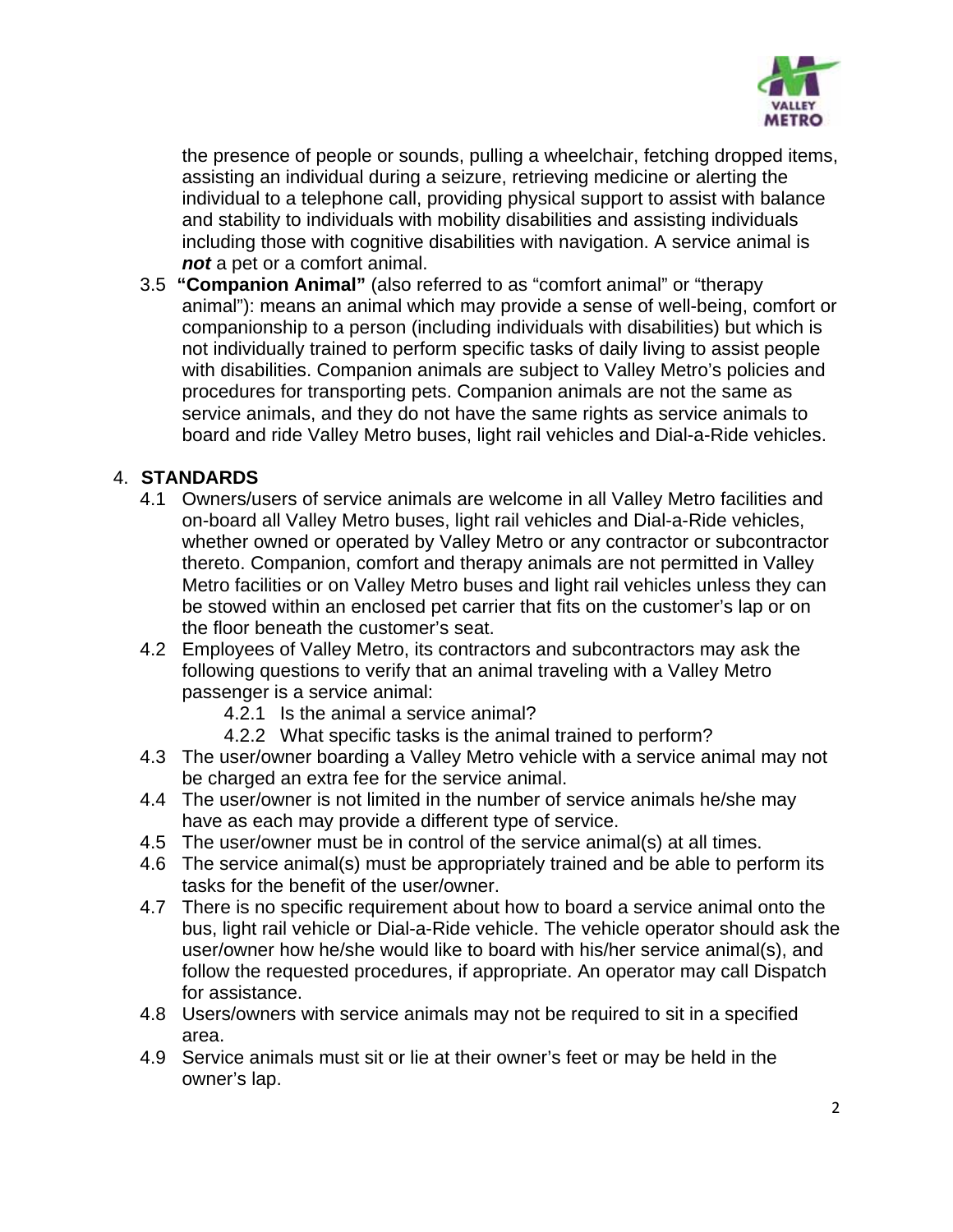the presence of people or sounds, pulling a wheelchair, fetching dropped items, assisting an individual during a seizure, retrieving medicine or alerting the individual to a telephone call, providing physical support to assist with balance and stability to individuals with mobility disabilities and assisting individuals including those with cognitive disabilities with navigation. A service animal is ***not*** a pet or a comfort animal.

3.5 **"Companion Animal"** (also referred to as "comfort animal" or "therapy animal"): means an animal which may provide a sense of well-being, comfort or companionship to a person (including individuals with disabilities) but which is not individually trained to perform specific tasks of daily living to assist people with disabilities. Companion animals are subject to Valley Metro's policies and procedures for transporting pets. Companion animals are not the same as service animals, and they do not have the same rights as service animals to board and ride Valley Metro buses, light rail vehicles and Dial-a-Ride vehicles.

## 4. STANDARDS

4.1 Owners/users of service animals are welcome in all Valley Metro facilities and on-board all Valley Metro buses, light rail vehicles and Dial-a-Ride vehicles, whether owned or operated by Valley Metro or any contractor or subcontractor thereto. Companion, comfort and therapy animals are not permitted in Valley Metro facilities or on Valley Metro buses and light rail vehicles unless they can be stowed within an enclosed pet carrier that fits on the customer's lap or on the floor beneath the customer's seat.

4.2 Employees of Valley Metro, its contractors and subcontractors may ask the following questions to verify that an animal traveling with a Valley Metro passenger is a service animal:

4.2.1 Is the animal a service animal?

4.2.2 What specific tasks is the animal trained to perform?

4.3 The user/owner boarding a Valley Metro vehicle with a service animal may not be charged an extra fee for the service animal.

4.4 The user/owner is not limited in the number of service animals he/she may have as each may provide a different type of service.

4.5 The user/owner must be in control of the service animal(s) at all times.

4.6 The service animal(s) must be appropriately trained and be able to perform its tasks for the benefit of the user/owner.

4.7 There is no specific requirement about how to board a service animal onto the bus, light rail vehicle or Dial-a-Ride vehicle. The vehicle operator should ask the user/owner how he/she would like to board with his/her service animal(s), and follow the requested procedures, if appropriate. An operator may call Dispatch for assistance.

4.8 Users/owners with service animals may not be required to sit in a specified area.

4.9 Service animals must sit or lie at their owner's feet or may be held in the owner's lap.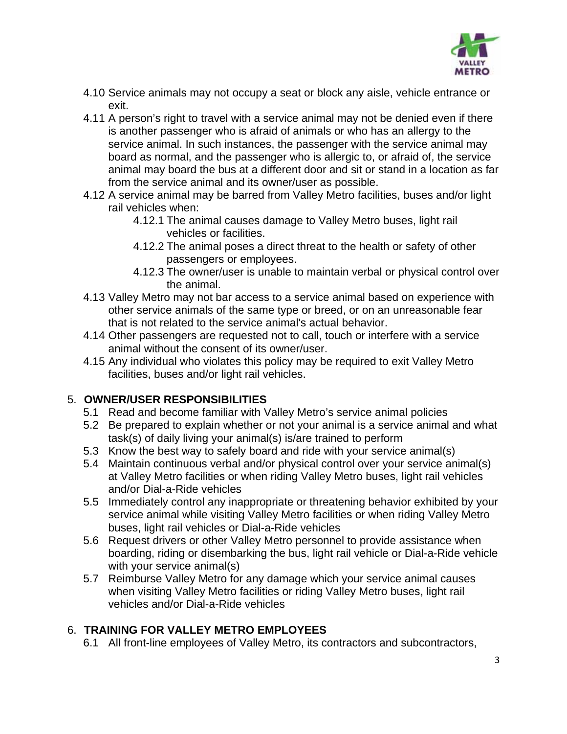4.10 Service animals may not occupy a seat or block any aisle, vehicle entrance or exit.

4.11 A person's right to travel with a service animal may not be denied even if there is another passenger who is afraid of animals or who has an allergy to the service animal. In such instances, the passenger with the service animal may board as normal, and the passenger who is allergic to, or afraid of, the service animal may board the bus at a different door and sit or stand in a location as far from the service animal and its owner/user as possible.

4.12 A service animal may be barred from Valley Metro facilities, buses and/or light rail vehicles when:

 4.12.1 The animal causes damage to Valley Metro buses, light rail vehicles or facilities.

 4.12.2 The animal poses a direct threat to the health or safety of other passengers or employees.

 4.12.3 The owner/user is unable to maintain verbal or physical control over the animal.

4.13 Valley Metro may not bar access to a service animal based on experience with other service animals of the same type or breed, or on an unreasonable fear that is not related to the service animal's actual behavior.

4.14 Other passengers are requested not to call, touch or interfere with a service animal without the consent of its owner/user.

4.15 Any individual who violates this policy may be required to exit Valley Metro facilities, buses and/or light rail vehicles.

## 5. OWNER/USER RESPONSIBILITIES

5.1 Read and become familiar with Valley Metro's service animal policies

5.2 Be prepared to explain whether or not your animal is a service animal and what task(s) of daily living your animal(s) is/are trained to perform

5.3 Know the best way to safely board and ride with your service animal(s)

5.4 Maintain continuous verbal and/or physical control over your service animal(s) at Valley Metro facilities or when riding Valley Metro buses, light rail vehicles and/or Dial-a-Ride vehicles

5.5 Immediately control any inappropriate or threatening behavior exhibited by your service animal while visiting Valley Metro facilities or when riding Valley Metro buses, light rail vehicles or Dial-a-Ride vehicles

5.6 Request drivers or other Valley Metro personnel to provide assistance when boarding, riding or disembarking the bus, light rail vehicle or Dial-a-Ride vehicle with your service animal(s)

5.7 Reimburse Valley Metro for any damage which your service animal causes when visiting Valley Metro facilities or riding Valley Metro buses, light rail vehicles and/or Dial-a-Ride vehicles

## 6. TRAINING FOR VALLEY METRO EMPLOYEES

6.1 All front-line employees of Valley Metro, its contractors and subcontractors,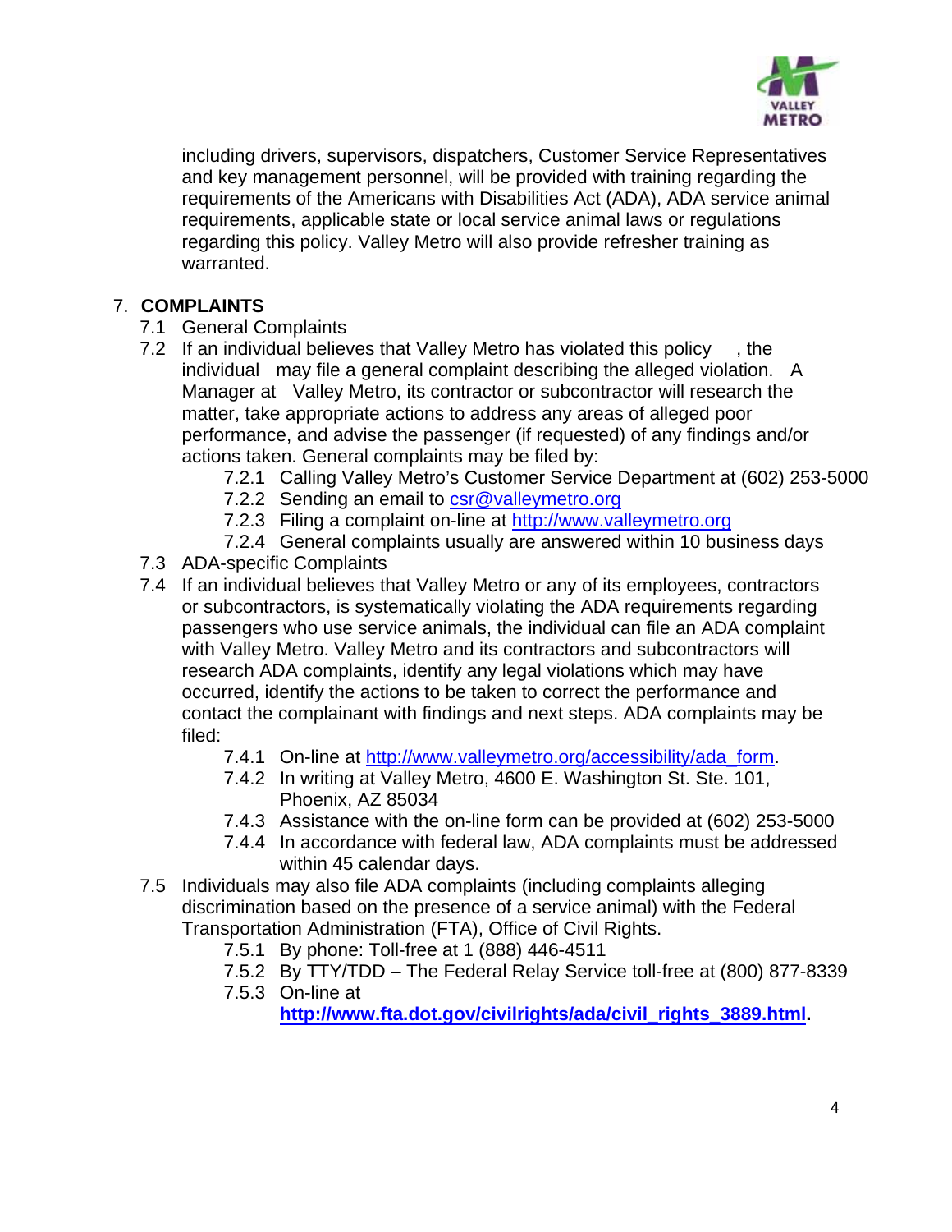including drivers, supervisors, dispatchers, Customer Service Representatives and key management personnel, will be provided with training regarding the requirements of the Americans with Disabilities Act (ADA), ADA service animal requirements, applicable state or local service animal laws or regulations regarding this policy. Valley Metro will also provide refresher training as warranted.

7. **COMPLAINTS**

7.1 General Complaints

7.2 If an individual believes that Valley Metro has violated this policy , the individual may file a general complaint describing the alleged violation. A Manager at Valley Metro, its contractor or subcontractor will research the matter, take appropriate actions to address any areas of alleged poor performance, and advise the passenger (if requested) of any findings and/or actions taken. General complaints may be filed by:

7.2.1 Calling Valley Metro's Customer Service Department at (602) 253-5000

7.2.2 Sending an email to csr@valleymetro.org

7.2.3 Filing a complaint on-line at http://www.valleymetro.org

7.2.4 General complaints usually are answered within 10 business days

7.3 ADA-specific Complaints

7.4 If an individual believes that Valley Metro or any of its employees, contractors or subcontractors, is systematically violating the ADA requirements regarding passengers who use service animals, the individual can file an ADA complaint with Valley Metro. Valley Metro and its contractors and subcontractors will research ADA complaints, identify any legal violations which may have occurred, identify the actions to be taken to correct the performance and contact the complainant with findings and next steps. ADA complaints may be filed:

7.4.1 On-line at http://www.valleymetro.org/accessibility/ada_form.

7.4.2 In writing at Valley Metro, 4600 E. Washington St. Ste. 101, Phoenix, AZ 85034

7.4.3 Assistance with the on-line form can be provided at (602) 253-5000

7.4.4 In accordance with federal law, ADA complaints must be addressed within 45 calendar days.

7.5 Individuals may also file ADA complaints (including complaints alleging discrimination based on the presence of a service animal) with the Federal Transportation Administration (FTA), Office of Civil Rights.

7.5.1 By phone: Toll-free at 1 (888) 446-4511

7.5.2 By TTY/TDD – The Federal Relay Service toll-free at (800) 877-8339

7.5.3 On-line at **http://www.fta.dot.gov/civilrights/ada/civil_rights_3889.html.**